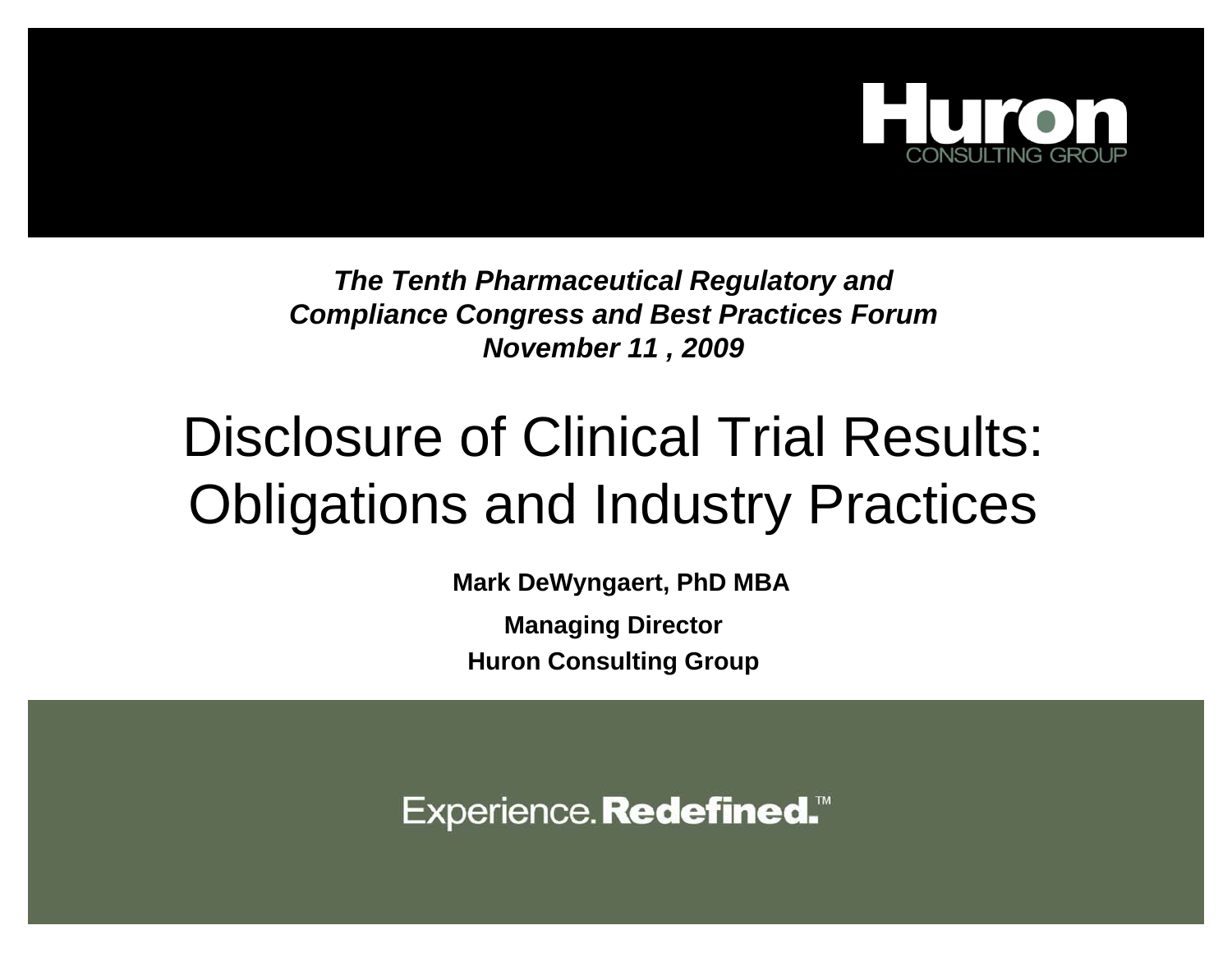Huron
CONSULTING GROUP

***The Tenth Pharmaceutical Regulatory and Compliance Congress and Best Practices Forum***
***November 11 , 2009***

# Disclosure of Clinical Trial Results: Obligations and Industry Practices

**Mark DeWyngaert, PhD MBA**

**Managing Director**

**Huron Consulting Group**

Experience. **Redefined.**™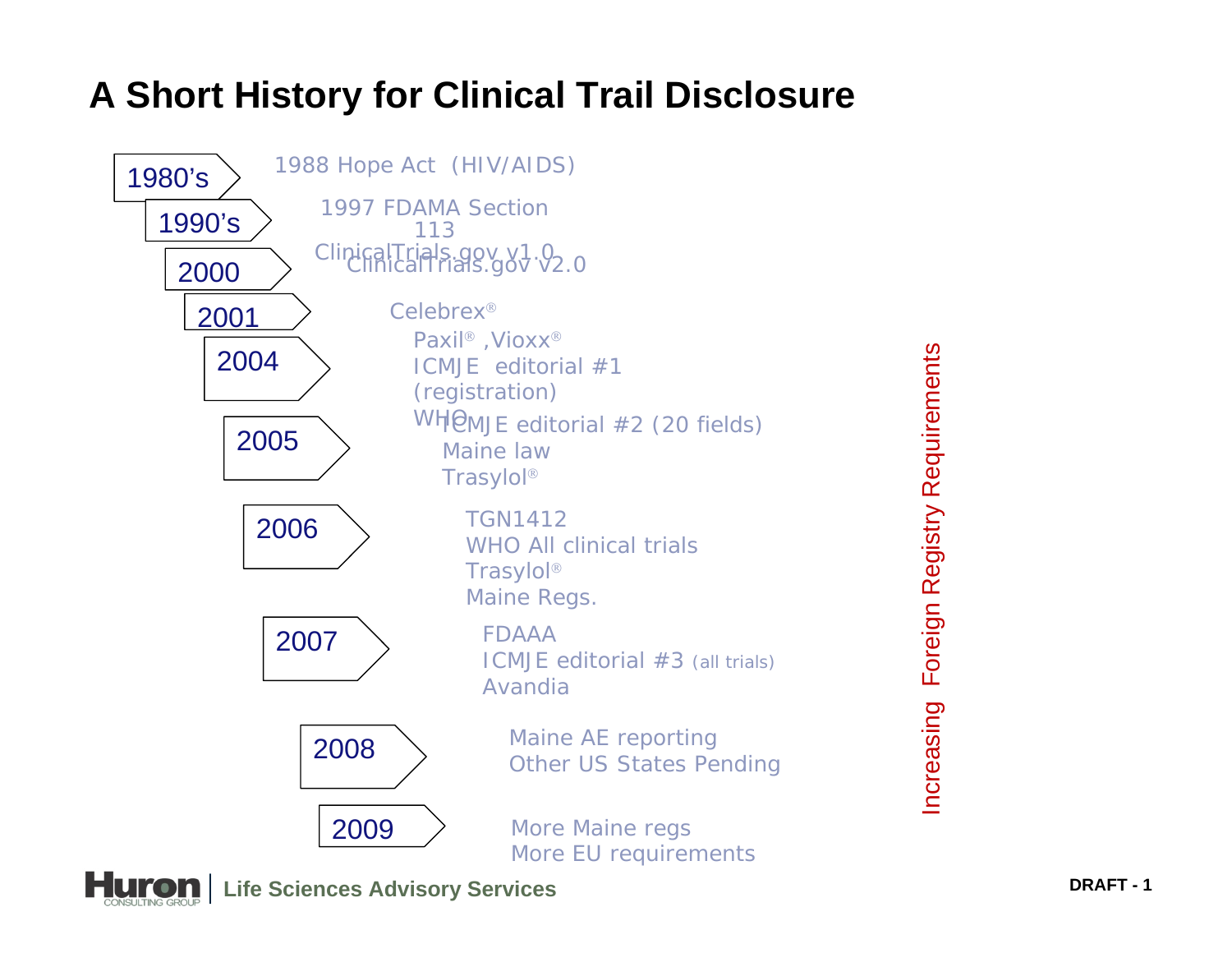# A Short History for Clinical Trail Disclosure

- **1980's**
  - 1988 Hope Act (HIV/AIDS)
- **1990's**
  - 1997 FDAMA Section 113
- **2000**
  - ClinicalTrials.gov v1.0
  - ClinicalTrials.gov v2.0
- **2001**
  - Celebrex®
- **2004**
  - Paxil®, Vioxx®
  - ICMJE editorial #1 (registration)
  - WHO
- **2005**
  - ICMJE editorial #2 (20 fields)
  - Maine law
  - Trasylol®
- **2006**
  - TGN1412
  - WHO All clinical trials
  - Trasylol®
  - Maine Regs.
- **2007**
  - FDAAA
  - ICMJE editorial #3 (all trials)
  - Avandia
- **2008**
  - Maine AE reporting
  - Other US States Pending
- **2009**
  - More Maine regs
  - More EU requirements

Increasing Foreign Registry Requirements

Huron Consulting Group | Life Sciences Advisory Services

DRAFT - 1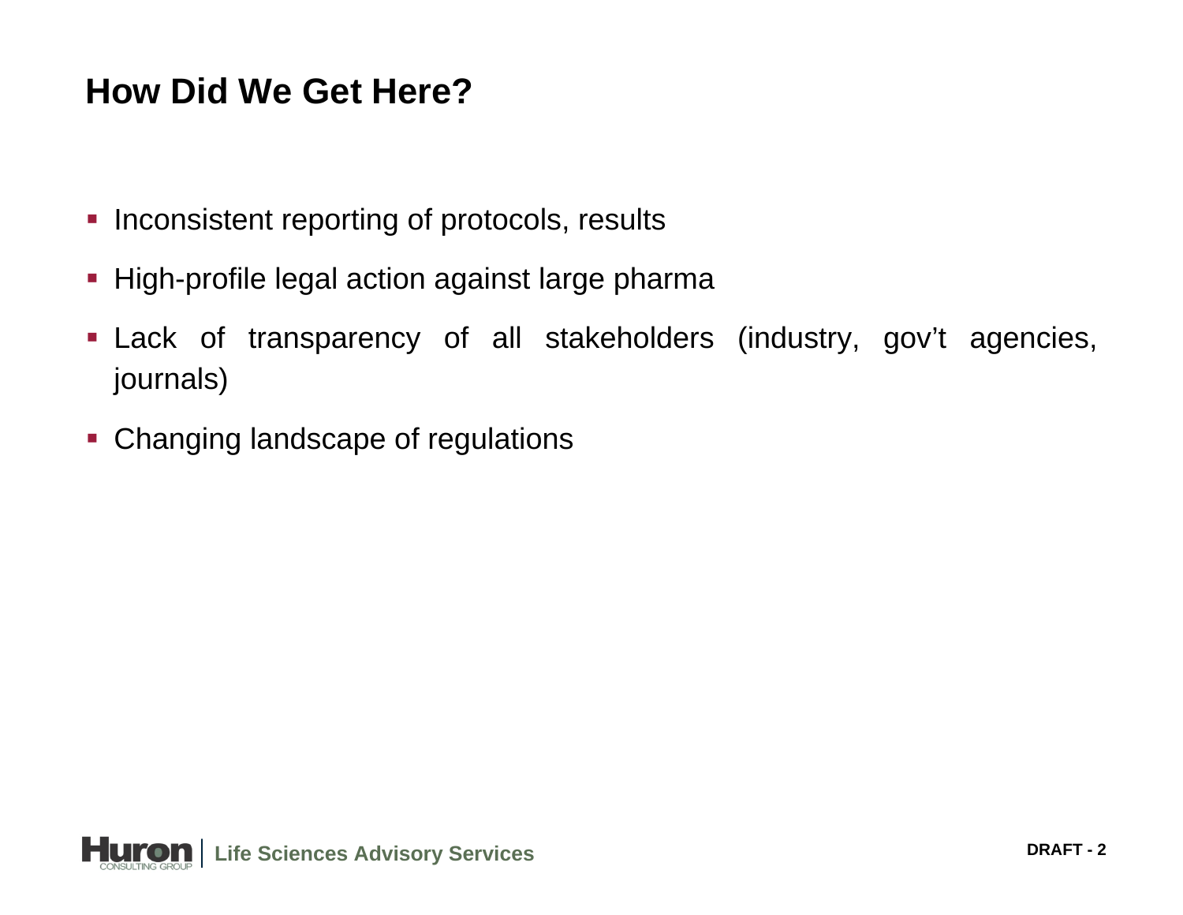# How Did We Get Here?

- Inconsistent reporting of protocols, results
- High-profile legal action against large pharma
- Lack of transparency of all stakeholders (industry, gov't agencies, journals)
- Changing landscape of regulations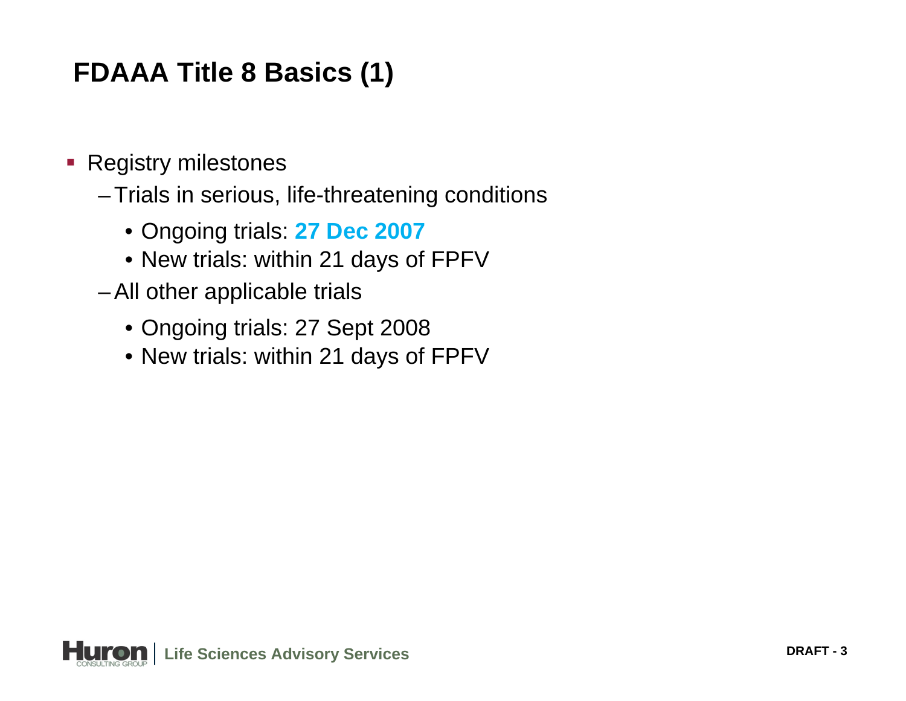# FDAAA Title 8 Basics (1)

- Registry milestones
  - Trials in serious, life-threatening conditions
    - Ongoing trials: **27 Dec 2007**
    - New trials: within 21 days of FPFV
  - All other applicable trials
    - Ongoing trials: 27 Sept 2008
    - New trials: within 21 days of FPFV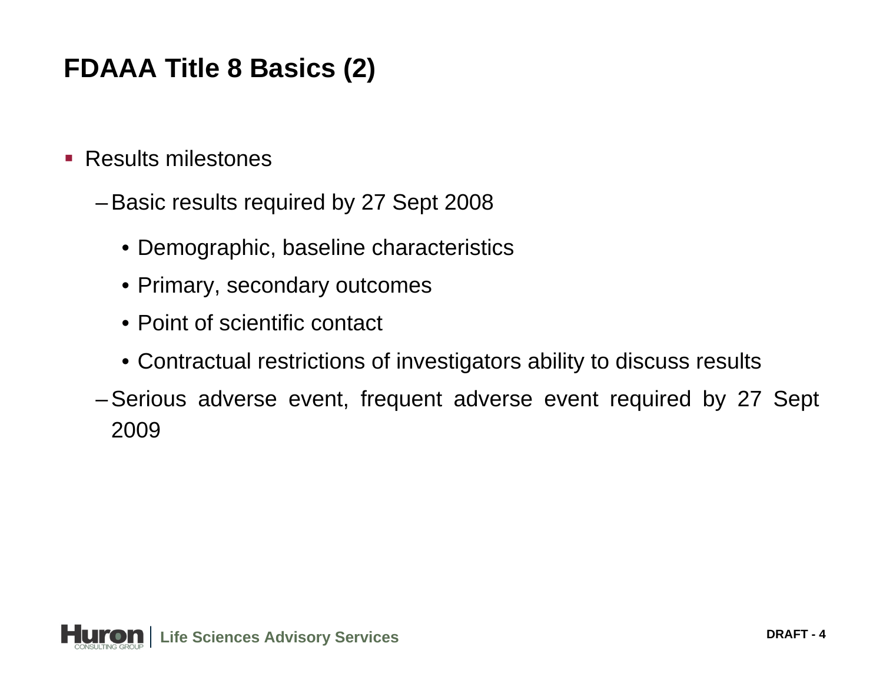# FDAAA Title 8 Basics (2)

- Results milestones
  - Basic results required by 27 Sept 2008
    - Demographic, baseline characteristics
    - Primary, secondary outcomes
    - Point of scientific contact
    - Contractual restrictions of investigators ability to discuss results
  - Serious adverse event, frequent adverse event required by 27 Sept 2009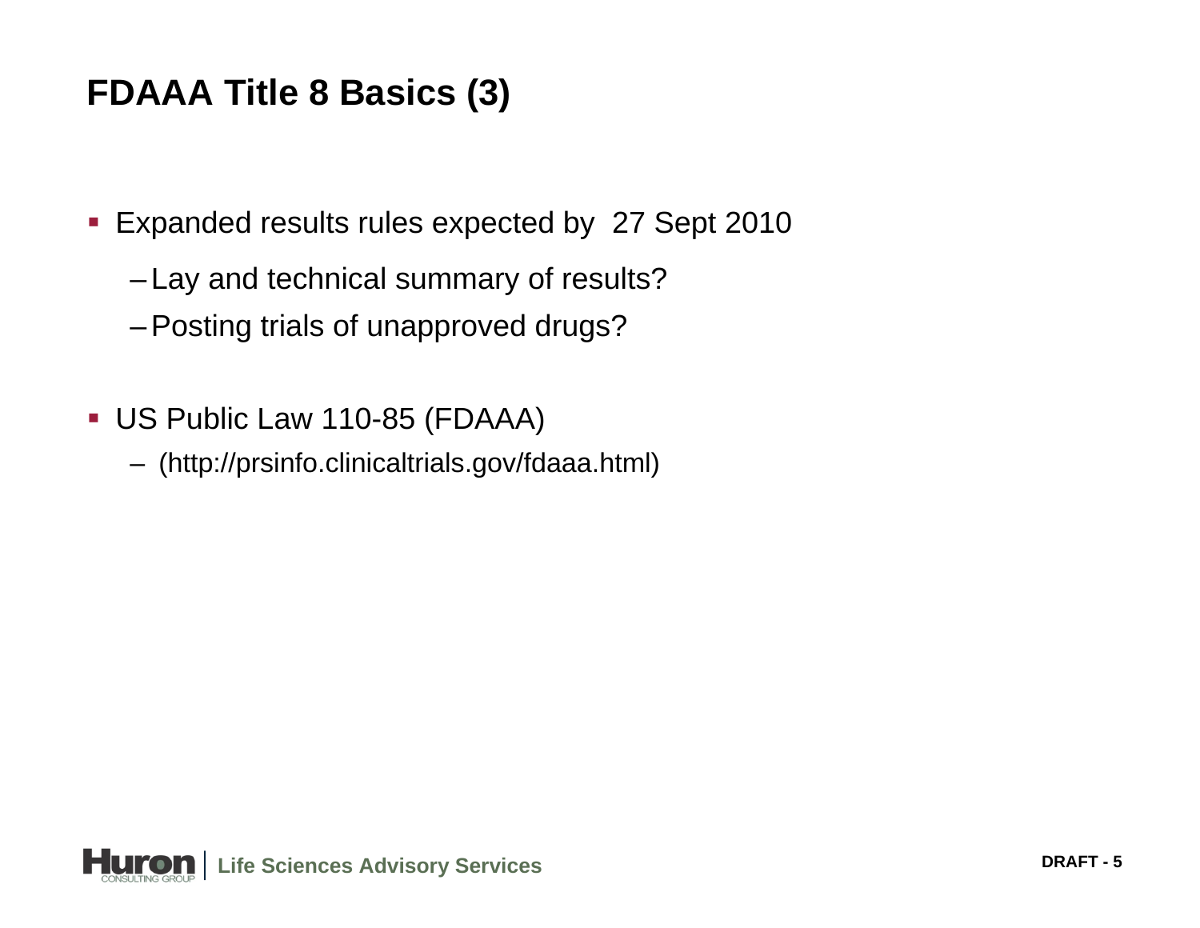# FDAAA Title 8 Basics (3)

- Expanded results rules expected by 27 Sept 2010
  - Lay and technical summary of results?
  - Posting trials of unapproved drugs?
- US Public Law 110-85 (FDAAA)
  - (http://prsinfo.clinicaltrials.gov/fdaaa.html)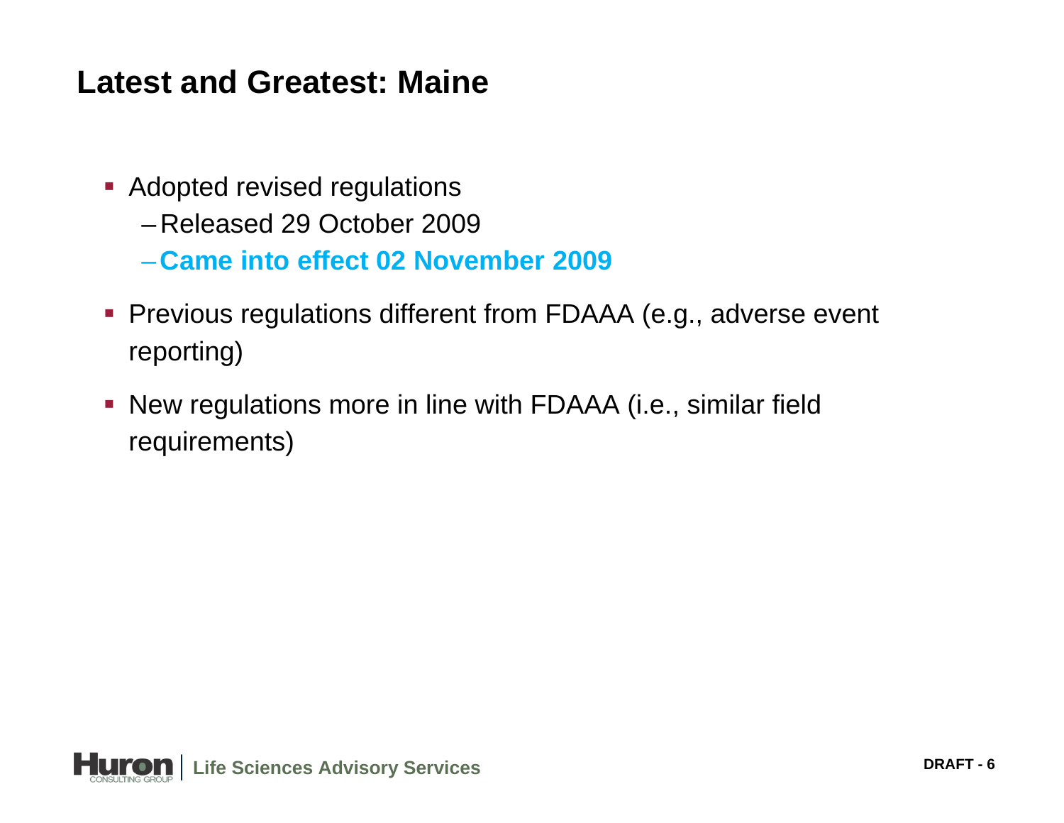# Latest and Greatest: Maine

- Adopted revised regulations
  - Released 29 October 2009
  - **Came into effect 02 November 2009**
- Previous regulations different from FDAAA (e.g., adverse event reporting)
- New regulations more in line with FDAAA (i.e., similar field requirements)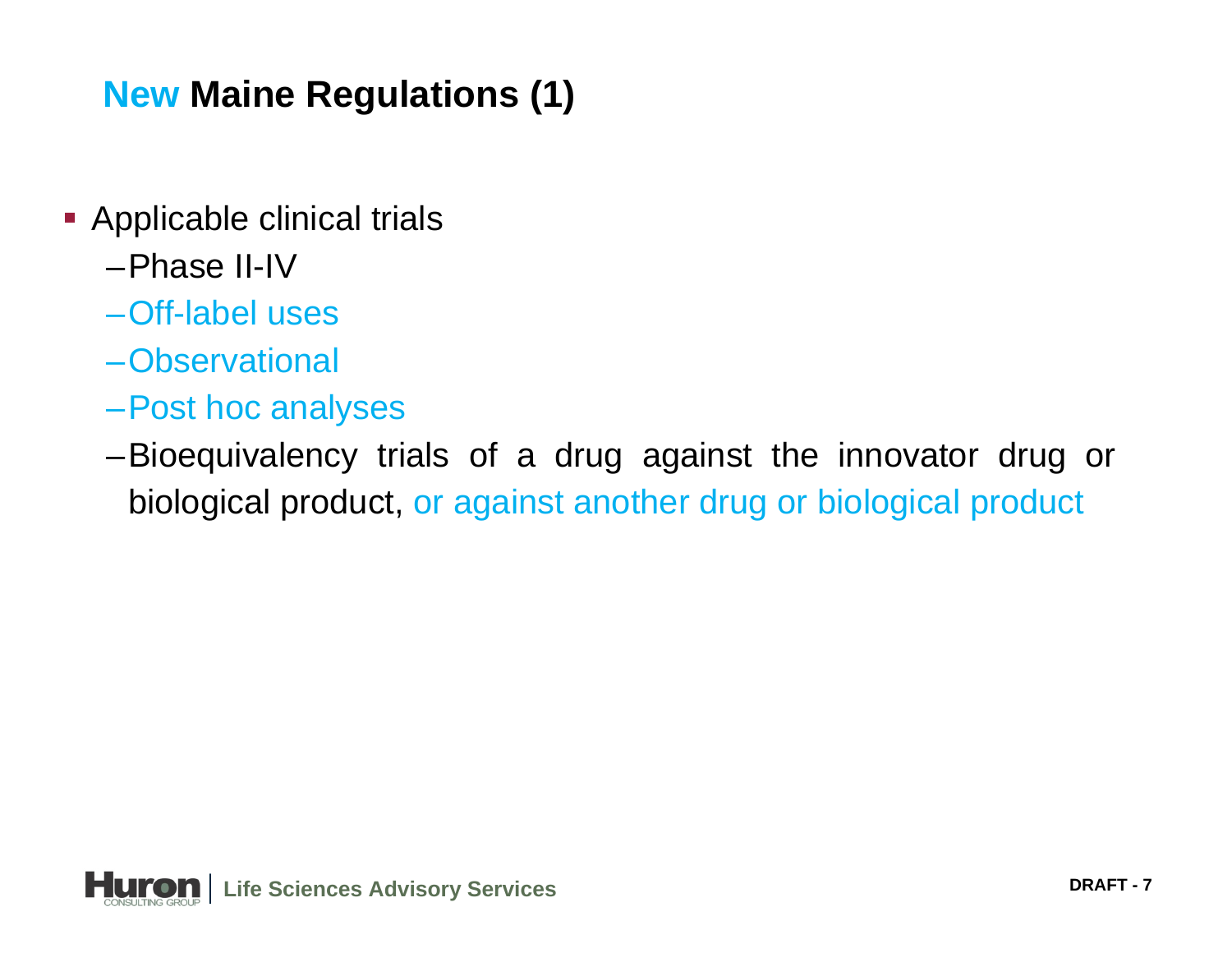## New Maine Regulations (1)

- Applicable clinical trials
  - Phase II-IV
  - Off-label uses
  - Observational
  - Post hoc analyses
  - Bioequivalency trials of a drug against the innovator drug or biological product, or against another drug or biological product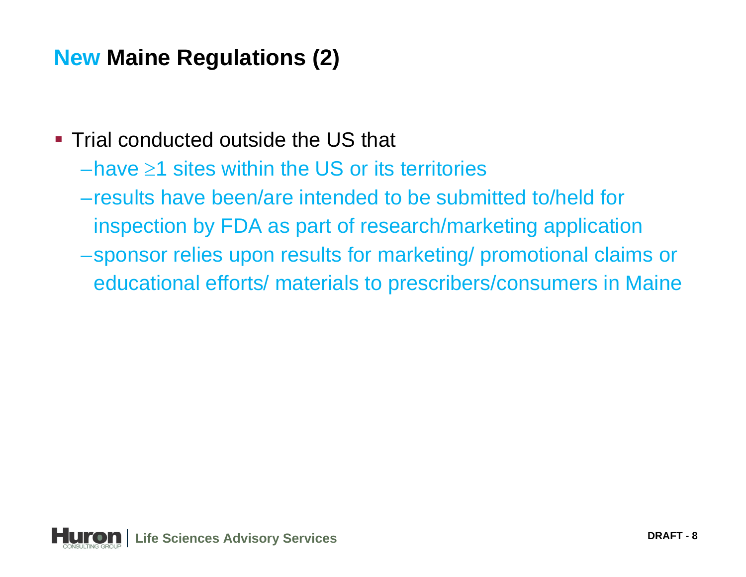## New Maine Regulations (2)

- Trial conducted outside the US that
  - –have ≥1 sites within the US or its territories
  - –results have been/are intended to be submitted to/held for inspection by FDA as part of research/marketing application
  - –sponsor relies upon results for marketing/ promotional claims or educational efforts/ materials to prescribers/consumers in Maine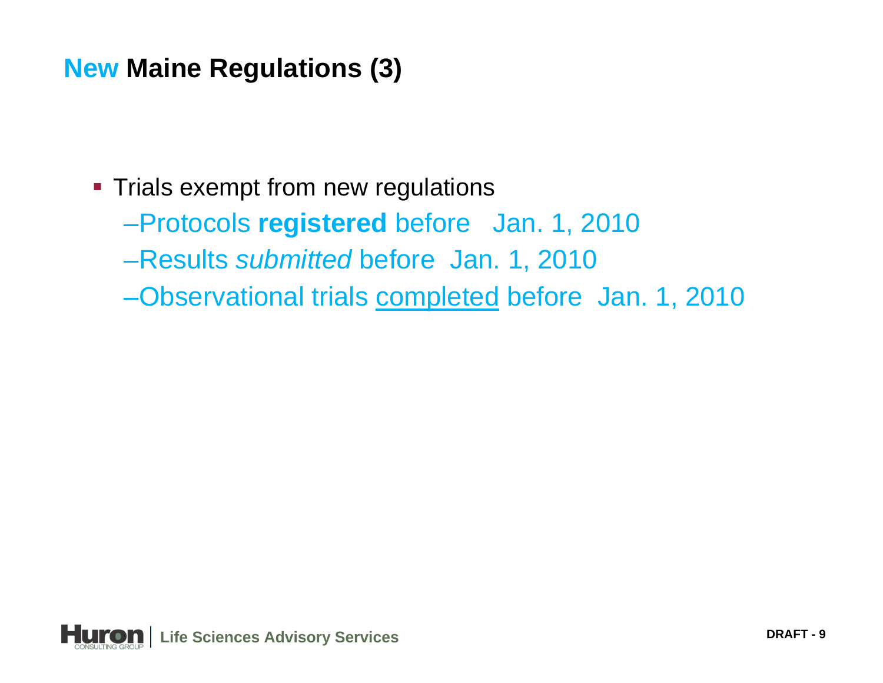## New Maine Regulations (3)

- Trials exempt from new regulations
  - –Protocols **registered** before Jan. 1, 2010
  - –Results *submitted* before Jan. 1, 2010
  - –Observational trials <u>completed</u> before Jan. 1, 2010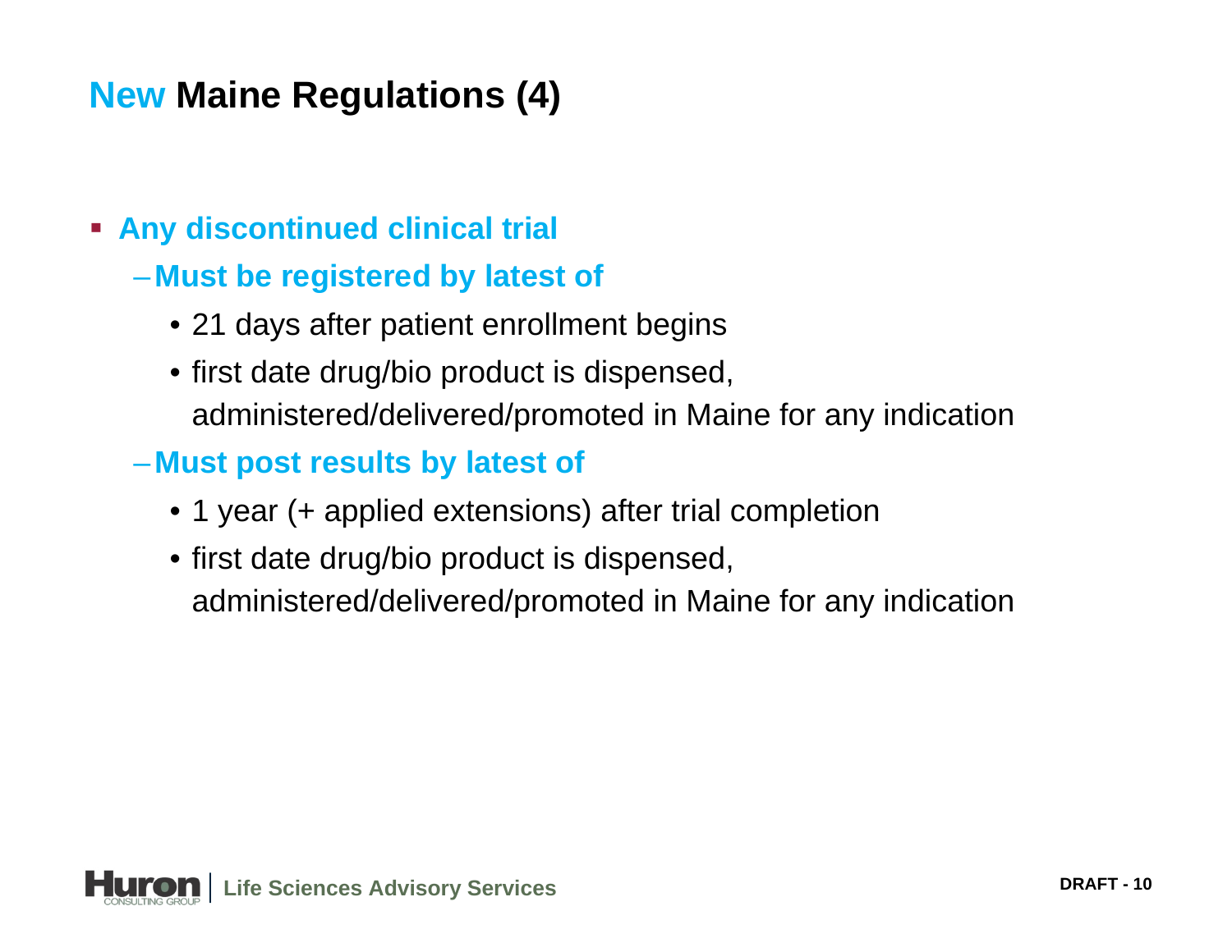# New Maine Regulations (4)

- **Any discontinued clinical trial**
  - **Must be registered by latest of**
    - 21 days after patient enrollment begins
    - first date drug/bio product is dispensed, administered/delivered/promoted in Maine for any indication
  - **Must post results by latest of**
    - 1 year (+ applied extensions) after trial completion
    - first date drug/bio product is dispensed, administered/delivered/promoted in Maine for any indication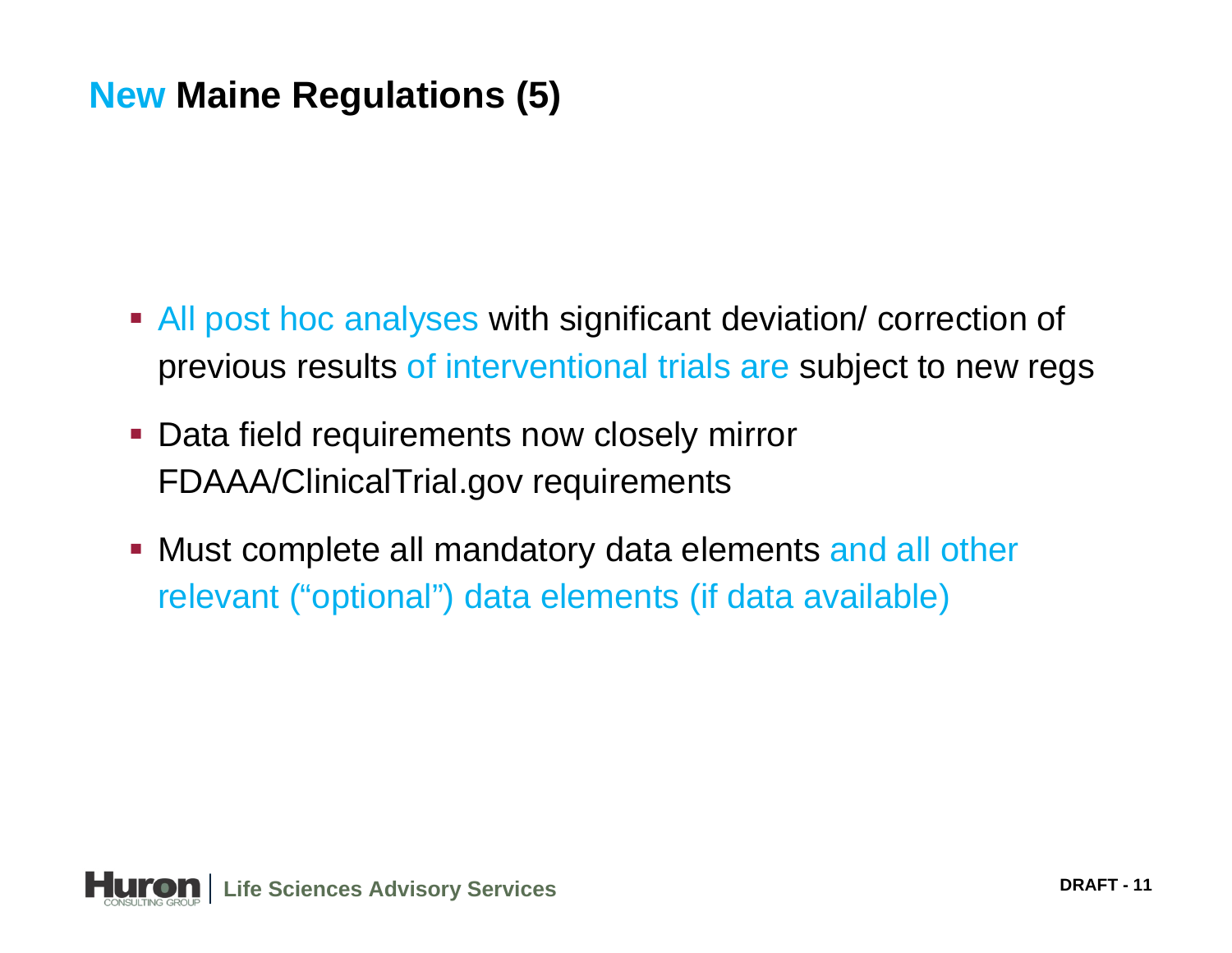# New Maine Regulations (5)

- All post hoc analyses with significant deviation/ correction of previous results of interventional trials are subject to new regs
- Data field requirements now closely mirror FDAAA/ClinicalTrial.gov requirements
- Must complete all mandatory data elements and all other relevant ("optional") data elements (if data available)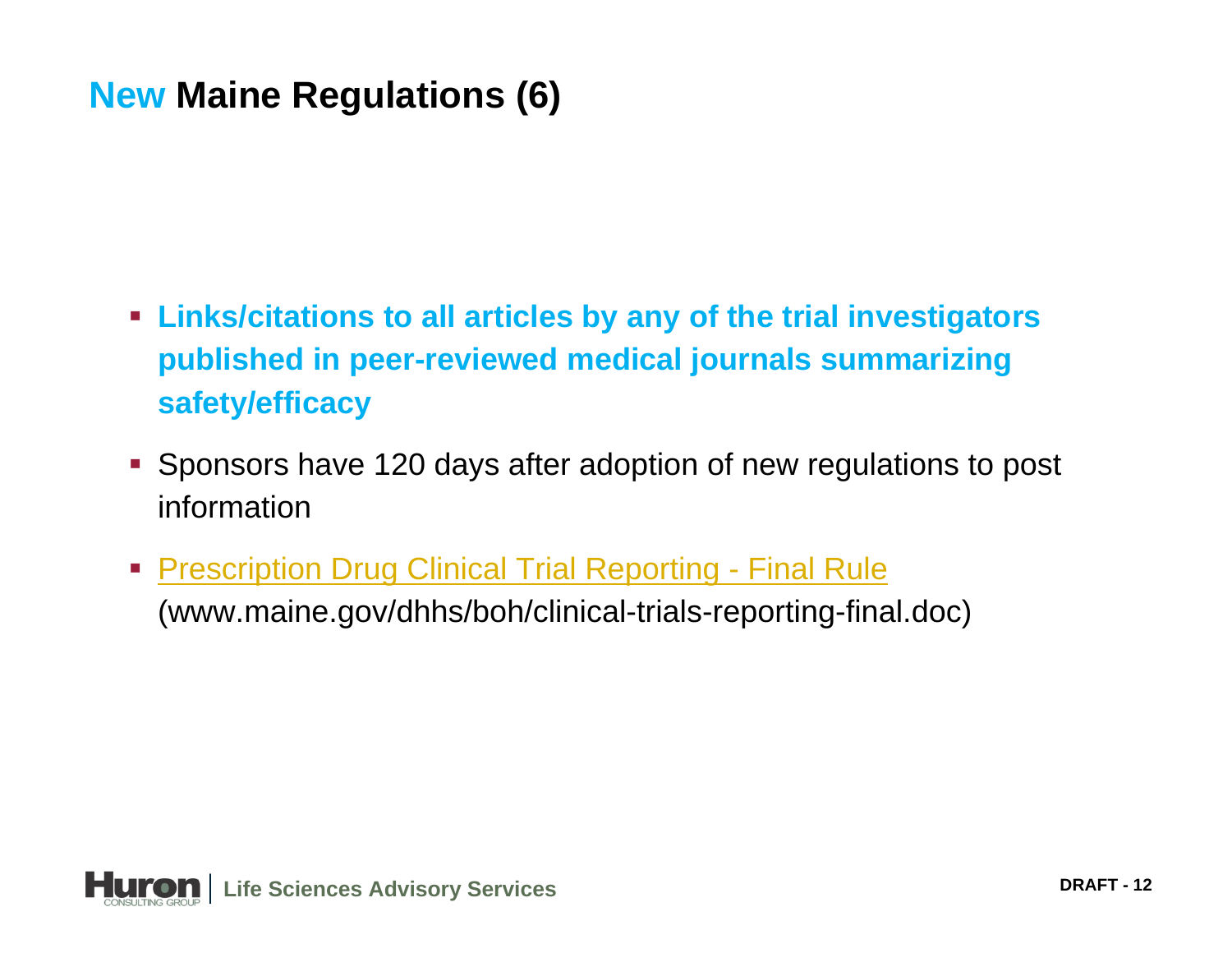# New Maine Regulations (6)

- **Links/citations to all articles by any of the trial investigators published in peer-reviewed medical journals summarizing safety/efficacy**
- Sponsors have 120 days after adoption of new regulations to post information
- Prescription Drug Clinical Trial Reporting - Final Rule (www.maine.gov/dhhs/boh/clinical-trials-reporting-final.doc)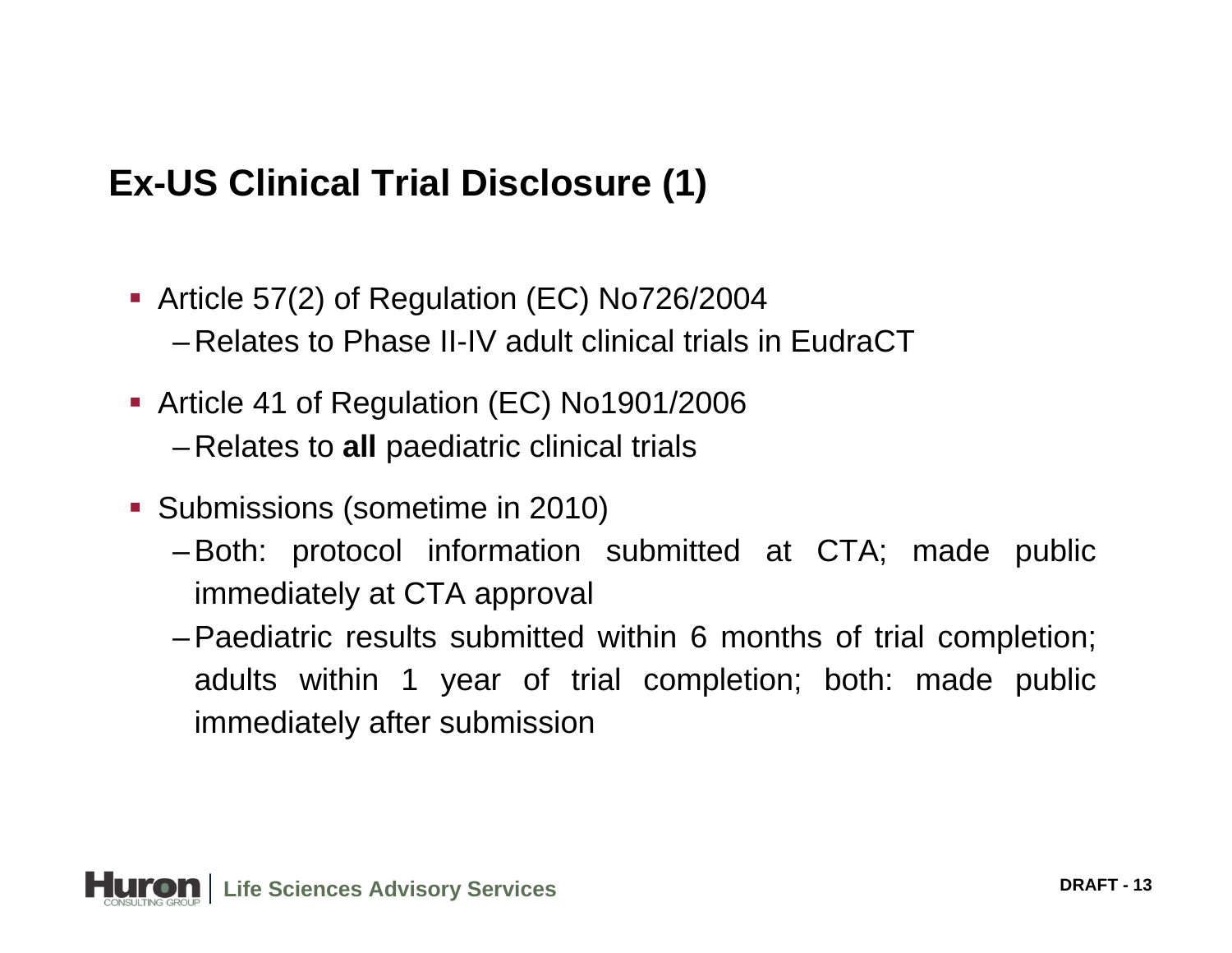## Ex-US Clinical Trial Disclosure (1)

- Article 57(2) of Regulation (EC) No726/2004
  - Relates to Phase II-IV adult clinical trials in EudraCT
- Article 41 of Regulation (EC) No1901/2006
  - Relates to **all** paediatric clinical trials
- Submissions (sometime in 2010)
  - Both: protocol information submitted at CTA; made public immediately at CTA approval
  - Paediatric results submitted within 6 months of trial completion; adults within 1 year of trial completion; both: made public immediately after submission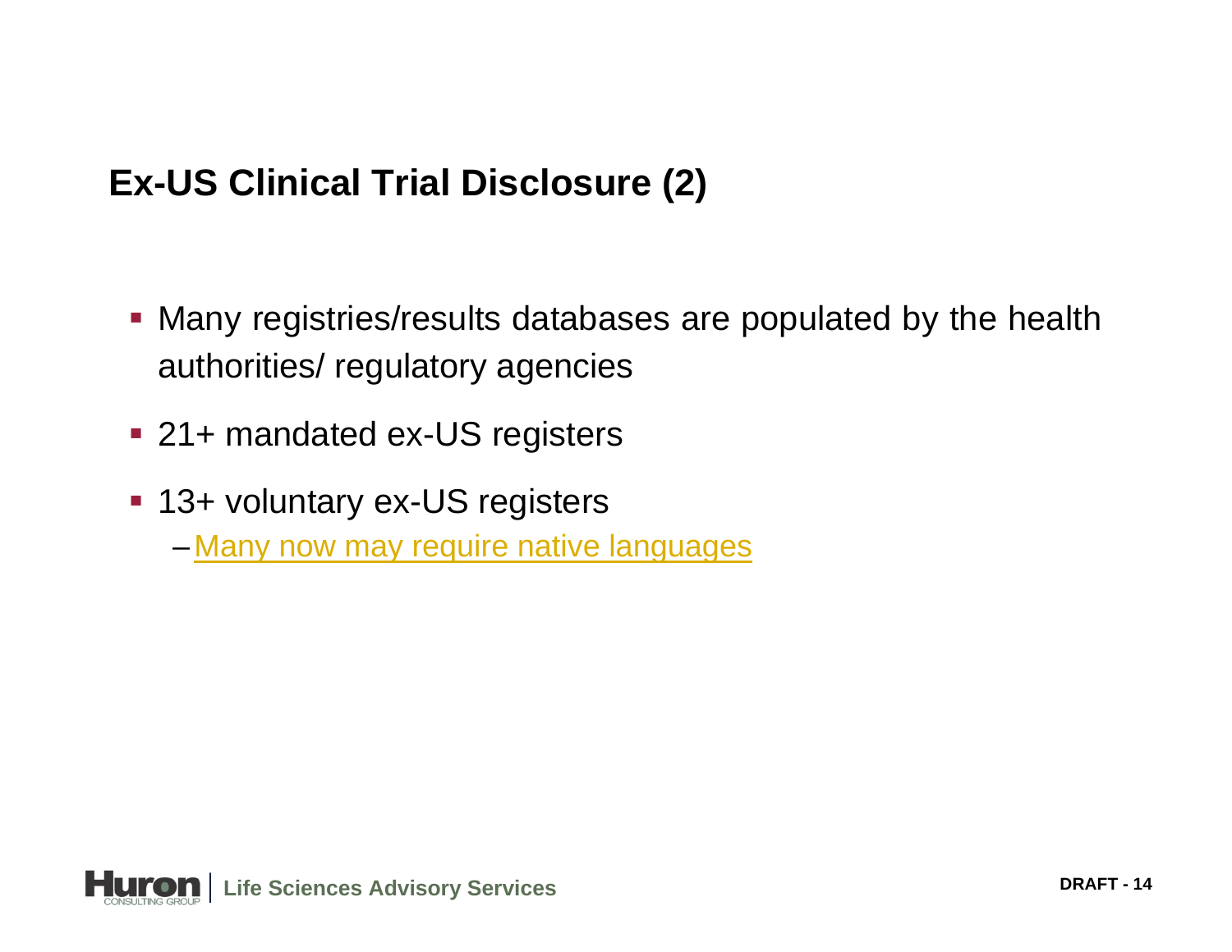# Ex-US Clinical Trial Disclosure (2)

- Many registries/results databases are populated by the health authorities/ regulatory agencies
- 21+ mandated ex-US registers
- 13+ voluntary ex-US registers
  - Many now may require native languages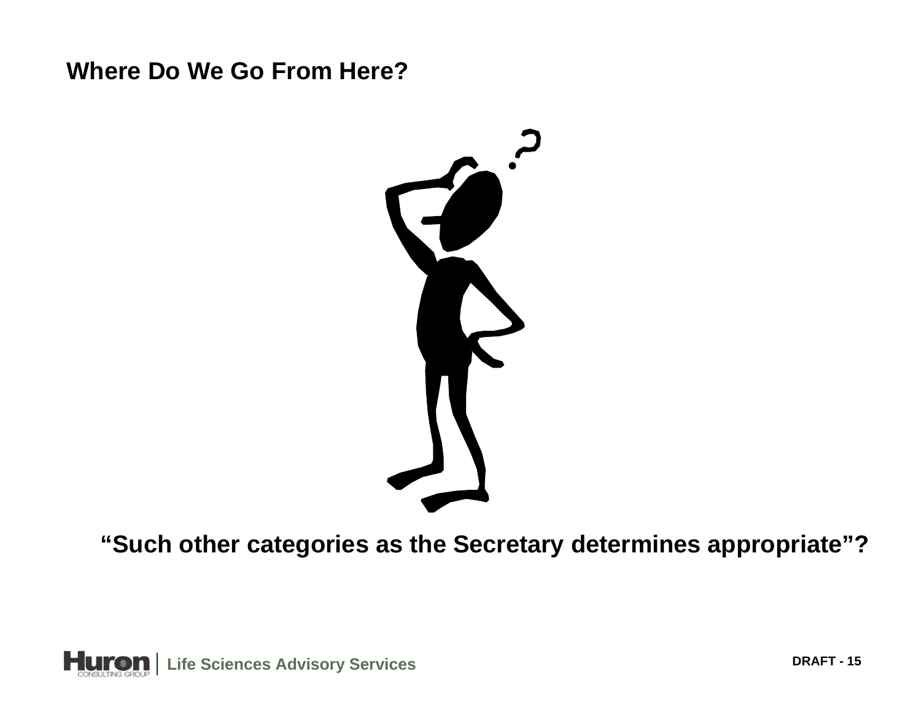## Where Do We Go From Here?

**"Such other categories as the Secretary determines appropriate"?**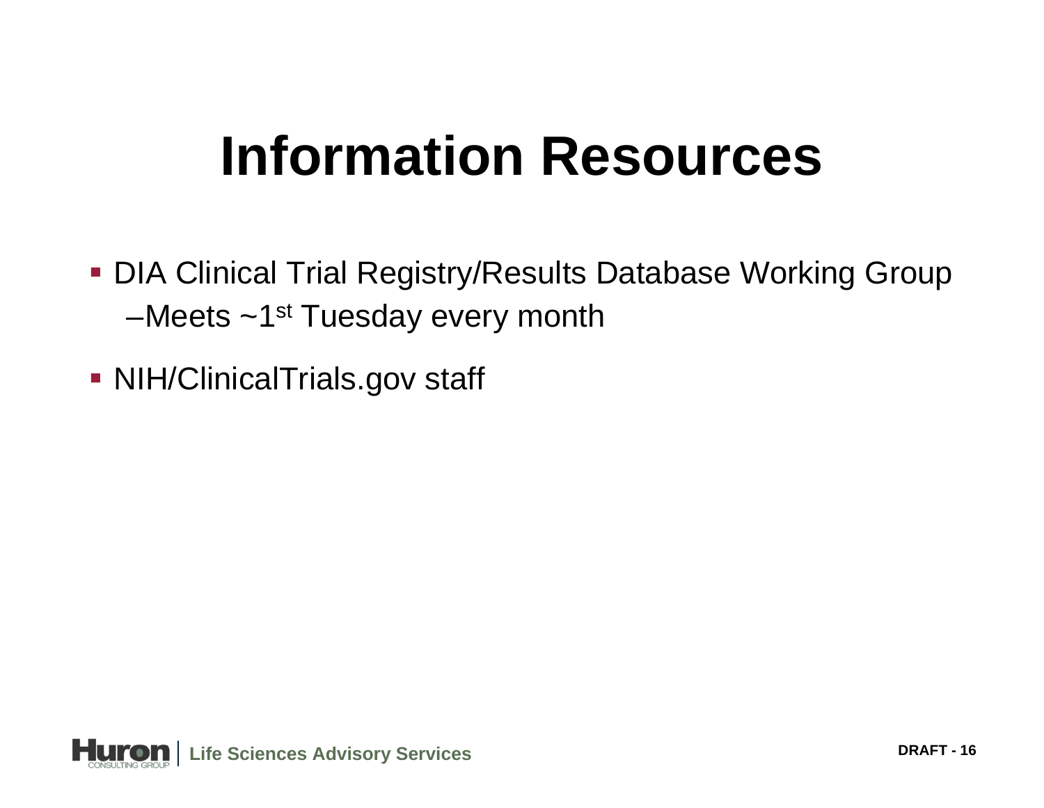# Information Resources

- DIA Clinical Trial Registry/Results Database Working Group
  - Meets ~1st Tuesday every month
- NIH/ClinicalTrials.gov staff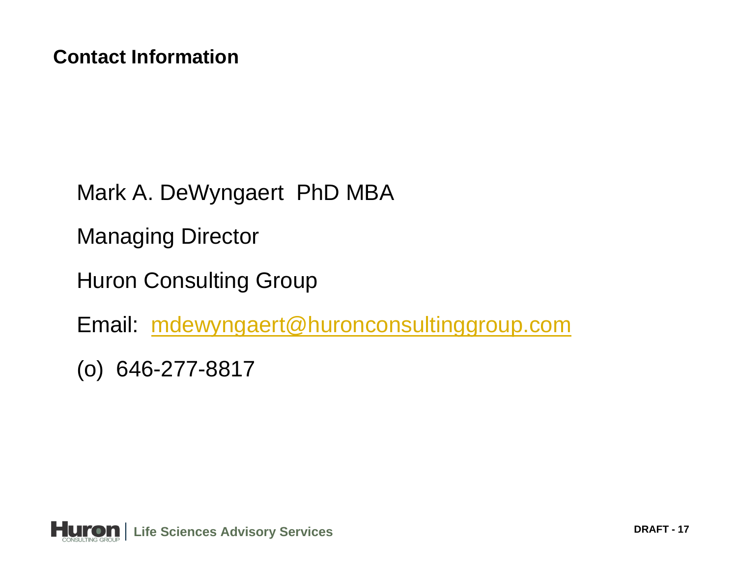## Contact Information

Mark A. DeWyngaert PhD MBA

Managing Director

Huron Consulting Group

Email: mdewyngaert@huronconsultinggroup.com

(o) 646-277-8817